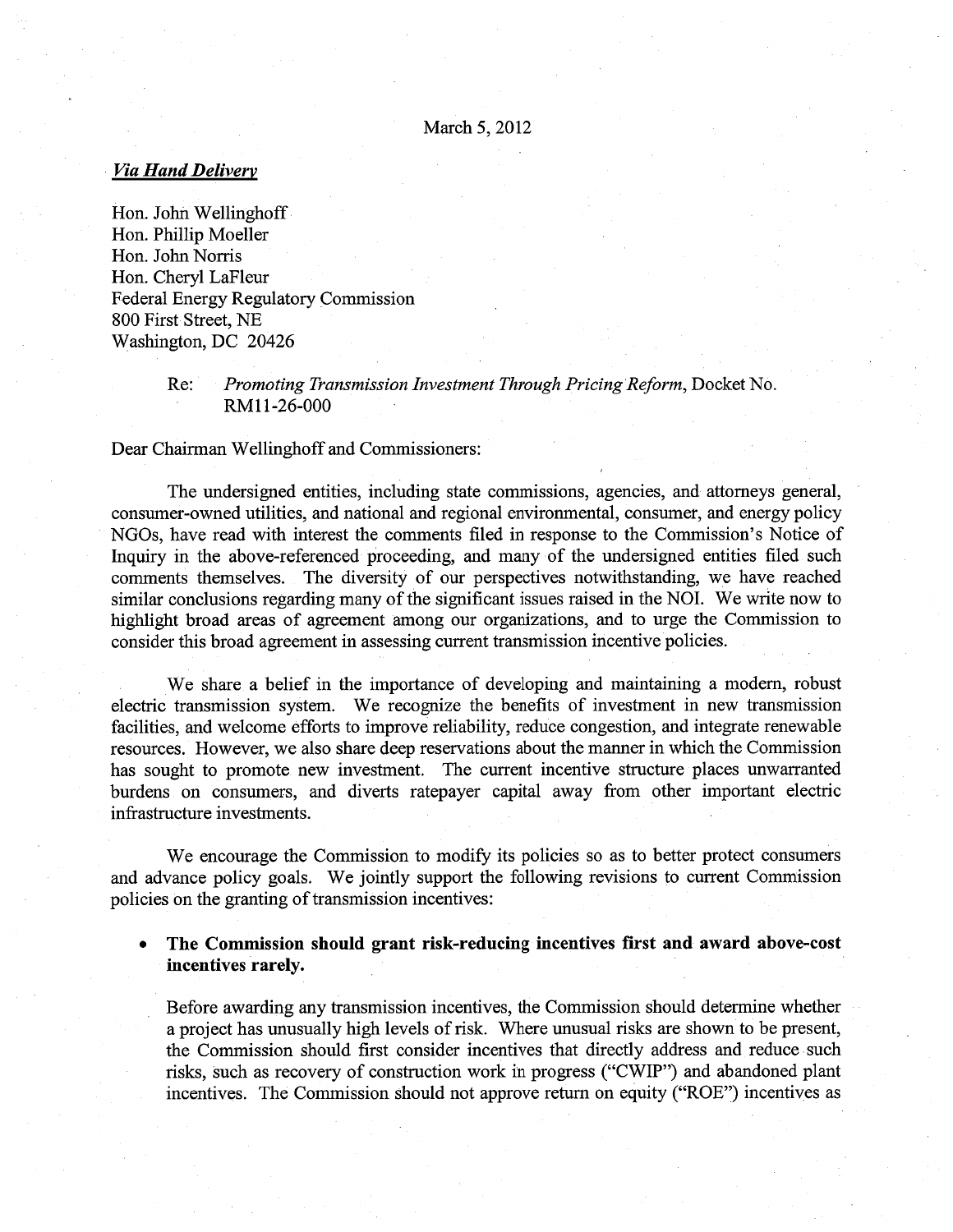March 5, 2012

*Via Hand Delivery*

Hon. John Wellinghoff
Hon. Phillip Moeller
Hon. John Norris
Hon. Cheryl LaFleur
Federal Energy Regulatory Commission
800 First Street, NE
Washington, DC 20426

Re: *Promoting Transmission Investment Through Pricing Reform*, Docket No. RM11-26-000

Dear Chairman Wellinghoff and Commissioners:

The undersigned entities, including state commissions, agencies, and attorneys general, consumer-owned utilities, and national and regional environmental, consumer, and energy policy NGOs, have read with interest the comments filed in response to the Commission's Notice of Inquiry in the above-referenced proceeding, and many of the undersigned entities filed such comments themselves. The diversity of our perspectives notwithstanding, we have reached similar conclusions regarding many of the significant issues raised in the NOI. We write now to highlight broad areas of agreement among our organizations, and to urge the Commission to consider this broad agreement in assessing current transmission incentive policies.

We share a belief in the importance of developing and maintaining a modern, robust electric transmission system. We recognize the benefits of investment in new transmission facilities, and welcome efforts to improve reliability, reduce congestion, and integrate renewable resources. However, we also share deep reservations about the manner in which the Commission has sought to promote new investment. The current incentive structure places unwarranted burdens on consumers, and diverts ratepayer capital away from other important electric infrastructure investments.

We encourage the Commission to modify its policies so as to better protect consumers and advance policy goals. We jointly support the following revisions to current Commission policies on the granting of transmission incentives:

- **The Commission should grant risk-reducing incentives first and award above-cost incentives rarely.**

  Before awarding any transmission incentives, the Commission should determine whether a project has unusually high levels of risk. Where unusual risks are shown to be present, the Commission should first consider incentives that directly address and reduce such risks, such as recovery of construction work in progress ("CWIP") and abandoned plant incentives. The Commission should not approve return on equity ("ROE") incentives as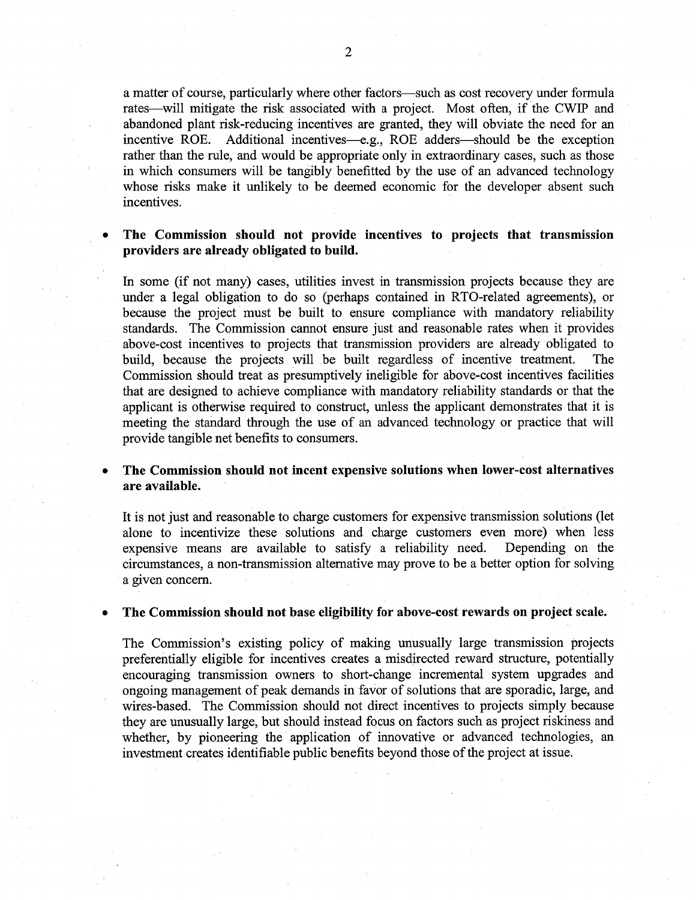a matter of course, particularly where other factors—such as cost recovery under formula rates—will mitigate the risk associated with a project. Most often, if the CWIP and abandoned plant risk-reducing incentives are granted, they will obviate the need for an incentive ROE. Additional incentives—e.g., ROE adders—should be the exception rather than the rule, and would be appropriate only in extraordinary cases, such as those in which consumers will be tangibly benefitted by the use of an advanced technology whose risks make it unlikely to be deemed economic for the developer absent such incentives.

- **The Commission should not provide incentives to projects that transmission providers are already obligated to build.**

  In some (if not many) cases, utilities invest in transmission projects because they are under a legal obligation to do so (perhaps contained in RTO-related agreements), or because the project must be built to ensure compliance with mandatory reliability standards. The Commission cannot ensure just and reasonable rates when it provides above-cost incentives to projects that transmission providers are already obligated to build, because the projects will be built regardless of incentive treatment. The Commission should treat as presumptively ineligible for above-cost incentives facilities that are designed to achieve compliance with mandatory reliability standards or that the applicant is otherwise required to construct, unless the applicant demonstrates that it is meeting the standard through the use of an advanced technology or practice that will provide tangible net benefits to consumers.

- **The Commission should not incent expensive solutions when lower-cost alternatives are available.**

  It is not just and reasonable to charge customers for expensive transmission solutions (let alone to incentivize these solutions and charge customers even more) when less expensive means are available to satisfy a reliability need. Depending on the circumstances, a non-transmission alternative may prove to be a better option for solving a given concern.

- **The Commission should not base eligibility for above-cost rewards on project scale.**

  The Commission's existing policy of making unusually large transmission projects preferentially eligible for incentives creates a misdirected reward structure, potentially encouraging transmission owners to short-change incremental system upgrades and ongoing management of peak demands in favor of solutions that are sporadic, large, and wires-based. The Commission should not direct incentives to projects simply because they are unusually large, but should instead focus on factors such as project riskiness and whether, by pioneering the application of innovative or advanced technologies, an investment creates identifiable public benefits beyond those of the project at issue.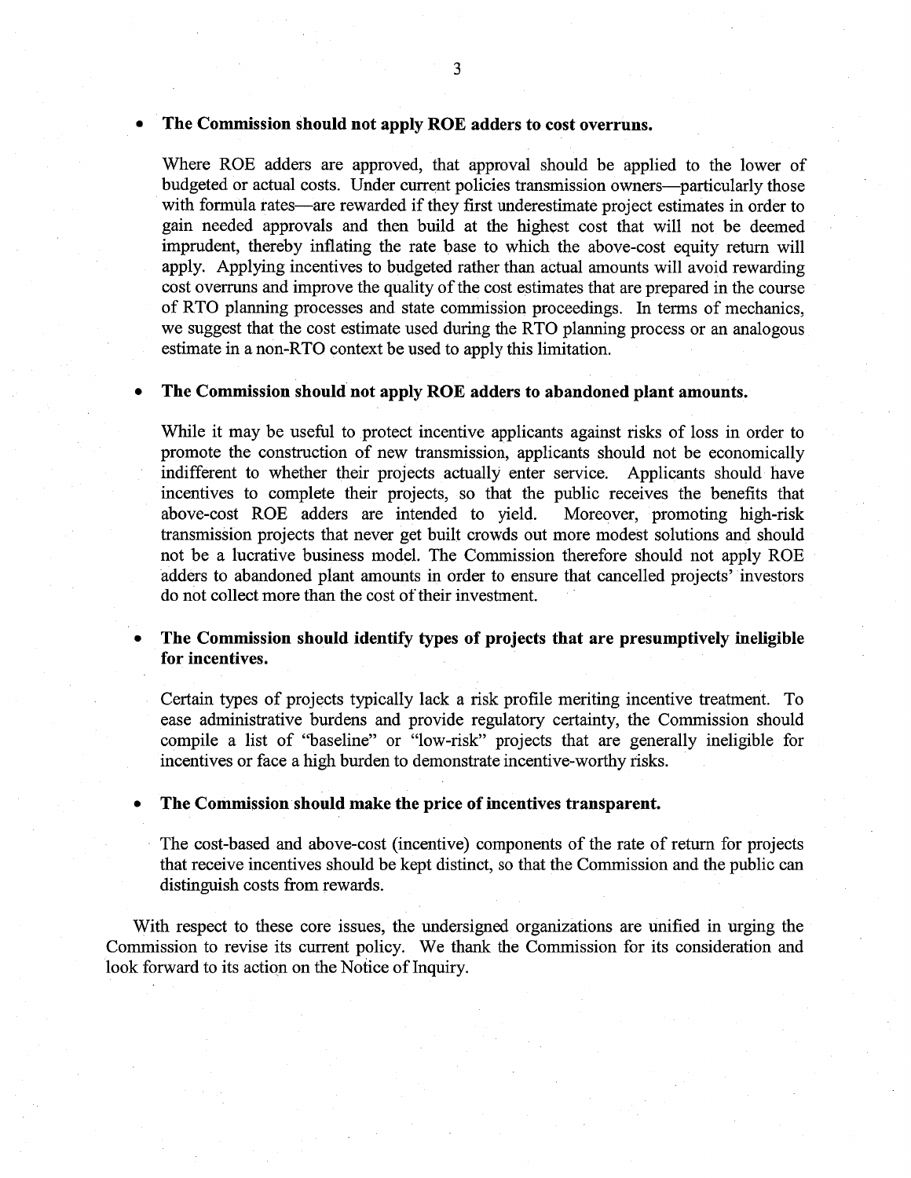- **The Commission should not apply ROE adders to cost overruns.**

  Where ROE adders are approved, that approval should be applied to the lower of budgeted or actual costs. Under current policies transmission owners—particularly those with formula rates—are rewarded if they first underestimate project estimates in order to gain needed approvals and then build at the highest cost that will not be deemed imprudent, thereby inflating the rate base to which the above-cost equity return will apply. Applying incentives to budgeted rather than actual amounts will avoid rewarding cost overruns and improve the quality of the cost estimates that are prepared in the course of RTO planning processes and state commission proceedings. In terms of mechanics, we suggest that the cost estimate used during the RTO planning process or an analogous estimate in a non-RTO context be used to apply this limitation.

- **The Commission should not apply ROE adders to abandoned plant amounts.**

  While it may be useful to protect incentive applicants against risks of loss in order to promote the construction of new transmission, applicants should not be economically indifferent to whether their projects actually enter service. Applicants should have incentives to complete their projects, so that the public receives the benefits that above-cost ROE adders are intended to yield. Moreover, promoting high-risk transmission projects that never get built crowds out more modest solutions and should not be a lucrative business model. The Commission therefore should not apply ROE adders to abandoned plant amounts in order to ensure that cancelled projects' investors do not collect more than the cost of their investment.

- **The Commission should identify types of projects that are presumptively ineligible for incentives.**

  Certain types of projects typically lack a risk profile meriting incentive treatment. To ease administrative burdens and provide regulatory certainty, the Commission should compile a list of "baseline" or "low-risk" projects that are generally ineligible for incentives or face a high burden to demonstrate incentive-worthy risks.

- **The Commission should make the price of incentives transparent.**

  The cost-based and above-cost (incentive) components of the rate of return for projects that receive incentives should be kept distinct, so that the Commission and the public can distinguish costs from rewards.

With respect to these core issues, the undersigned organizations are unified in urging the Commission to revise its current policy. We thank the Commission for its consideration and look forward to its action on the Notice of Inquiry.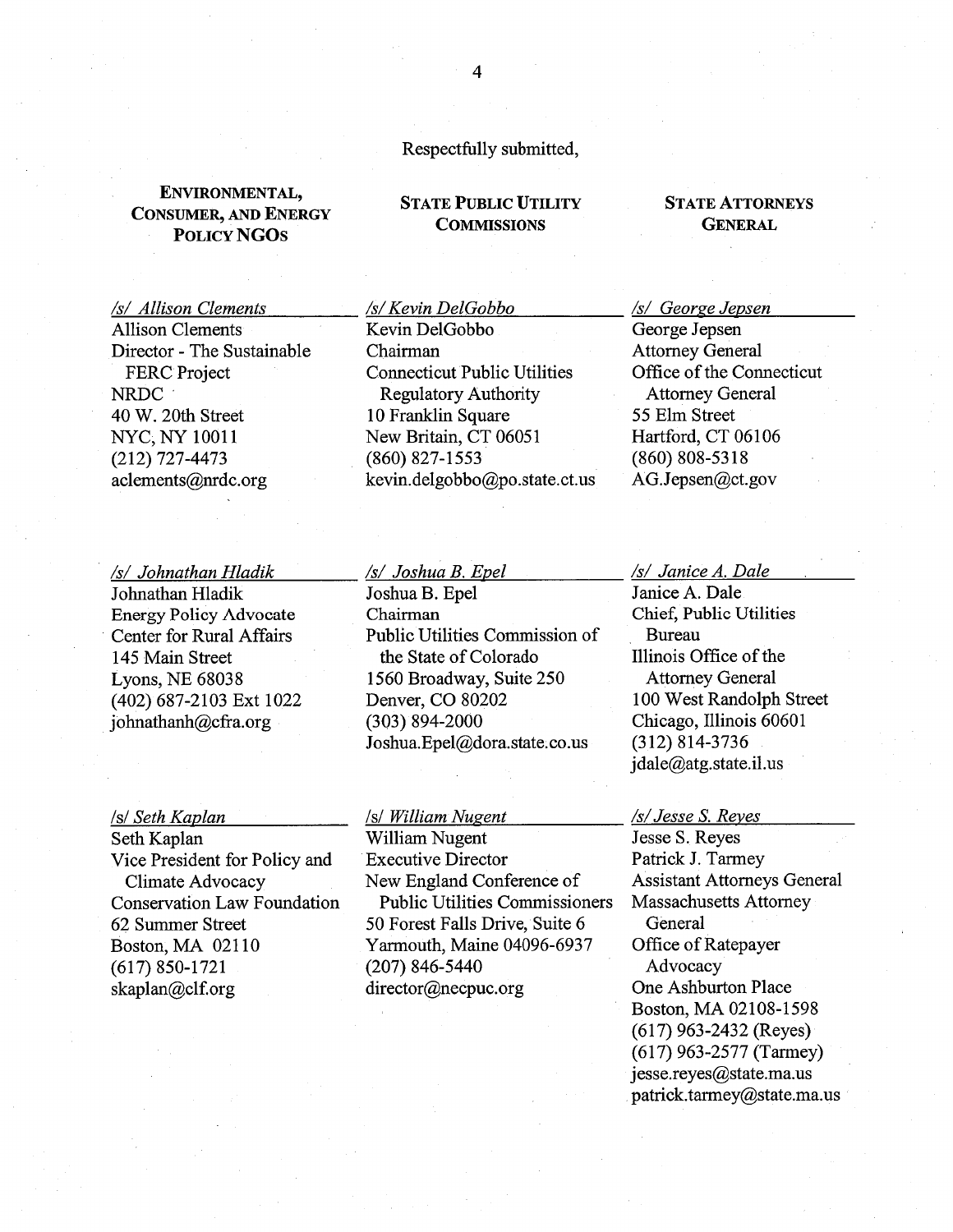Respectfully submitted,

**ENVIRONMENTAL, CONSUMER, AND ENERGY POLICY NGOS**

/s/ Allison Clements
Allison Clements
Director - The Sustainable FERC Project
NRDC
40 W. 20th Street
NYC, NY 10011
(212) 727-4473
aclements@nrdc.org

/s/ Johnathan Hladik
Johnathan Hladik
Energy Policy Advocate
Center for Rural Affairs
145 Main Street
Lyons, NE 68038
(402) 687-2103 Ext 1022
johnathanh@cfra.org

/s/ Seth Kaplan
Seth Kaplan
Vice President for Policy and Climate Advocacy
Conservation Law Foundation
62 Summer Street
Boston, MA 02110
(617) 850-1721
skaplan@clf.org

**STATE PUBLIC UTILITY COMMISSIONS**

/s/ Kevin DelGobbo
Kevin DelGobbo
Chairman
Connecticut Public Utilities Regulatory Authority
10 Franklin Square
New Britain, CT 06051
(860) 827-1553
kevin.delgobbo@po.state.ct.us

/s/ Joshua B. Epel
Joshua B. Epel
Chairman
Public Utilities Commission of the State of Colorado
1560 Broadway, Suite 250
Denver, CO 80202
(303) 894-2000
Joshua.Epel@dora.state.co.us

/s/ William Nugent
William Nugent
Executive Director
New England Conference of Public Utilities Commissioners
50 Forest Falls Drive, Suite 6
Yarmouth, Maine 04096-6937
(207) 846-5440
director@necpuc.org

**STATE ATTORNEYS GENERAL**

/s/ George Jepsen
George Jepsen
Attorney General
Office of the Connecticut Attorney General
55 Elm Street
Hartford, CT 06106
(860) 808-5318
AG.Jepsen@ct.gov

/s/ Janice A. Dale
Janice A. Dale
Chief, Public Utilities Bureau
Illinois Office of the Attorney General
100 West Randolph Street
Chicago, Illinois 60601
(312) 814-3736
jdale@atg.state.il.us

/s/ Jesse S. Reyes
Jesse S. Reyes
Patrick J. Tarmey
Assistant Attorneys General
Massachusetts Attorney General
Office of Ratepayer Advocacy
One Ashburton Place
Boston, MA 02108-1598
(617) 963-2432 (Reyes)
(617) 963-2577 (Tarmey)
jesse.reyes@state.ma.us
patrick.tarmey@state.ma.us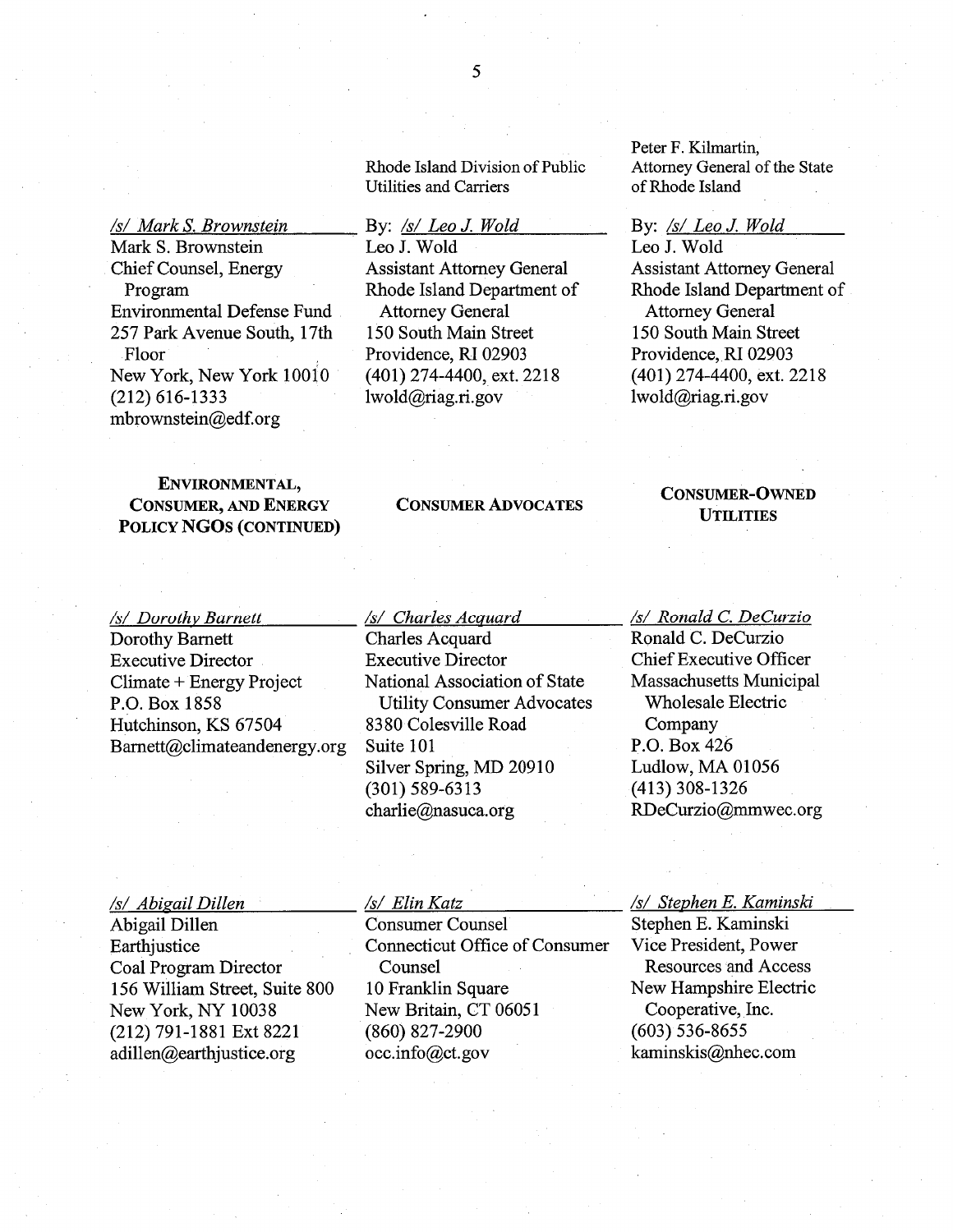/s/ Mark S. Brownstein
Mark S. Brownstein
Chief Counsel, Energy Program
Environmental Defense Fund
257 Park Avenue South, 17th Floor
New York, New York 10010
(212) 616-1333
mbrownstein@edf.org

Rhode Island Division of Public Utilities and Carriers

By: /s/ Leo J. Wold
Leo J. Wold
Assistant Attorney General
Rhode Island Department of Attorney General
150 South Main Street
Providence, RI 02903
(401) 274-4400, ext. 2218
lwold@riag.ri.gov

Peter F. Kilmartin,
Attorney General of the State of Rhode Island

By: /s/ Leo J. Wold
Leo J. Wold
Assistant Attorney General
Rhode Island Department of Attorney General
150 South Main Street
Providence, RI 02903
(401) 274-4400, ext. 2218
lwold@riag.ri.gov

**ENVIRONMENTAL, CONSUMER, AND ENERGY POLICY NGOS (CONTINUED)**

/s/ Dorothy Barnett
Dorothy Barnett
Executive Director
Climate + Energy Project
P.O. Box 1858
Hutchinson, KS 67504
Barnett@climateandenergy.org

/s/ Abigail Dillen
Abigail Dillen
Earthjustice
Coal Program Director
156 William Street, Suite 800
New York, NY 10038
(212) 791-1881 Ext 8221
adillen@earthjustice.org

**CONSUMER ADVOCATES**

/s/ Charles Acquard
Charles Acquard
Executive Director
National Association of State Utility Consumer Advocates
8380 Colesville Road
Suite 101
Silver Spring, MD 20910
(301) 589-6313
charlie@nasuca.org

/s/ Elin Katz
Consumer Counsel
Connecticut Office of Consumer Counsel
10 Franklin Square
New Britain, CT 06051
(860) 827-2900
occ.info@ct.gov

**CONSUMER-OWNED UTILITIES**

/s/ Ronald C. DeCurzio
Ronald C. DeCurzio
Chief Executive Officer
Massachusetts Municipal Wholesale Electric Company
P.O. Box 426
Ludlow, MA 01056
(413) 308-1326
RDeCurzio@mmwec.org

/s/ Stephen E. Kaminski
Stephen E. Kaminski
Vice President, Power Resources and Access
New Hampshire Electric Cooperative, Inc.
(603) 536-8655
kaminskis@nhec.com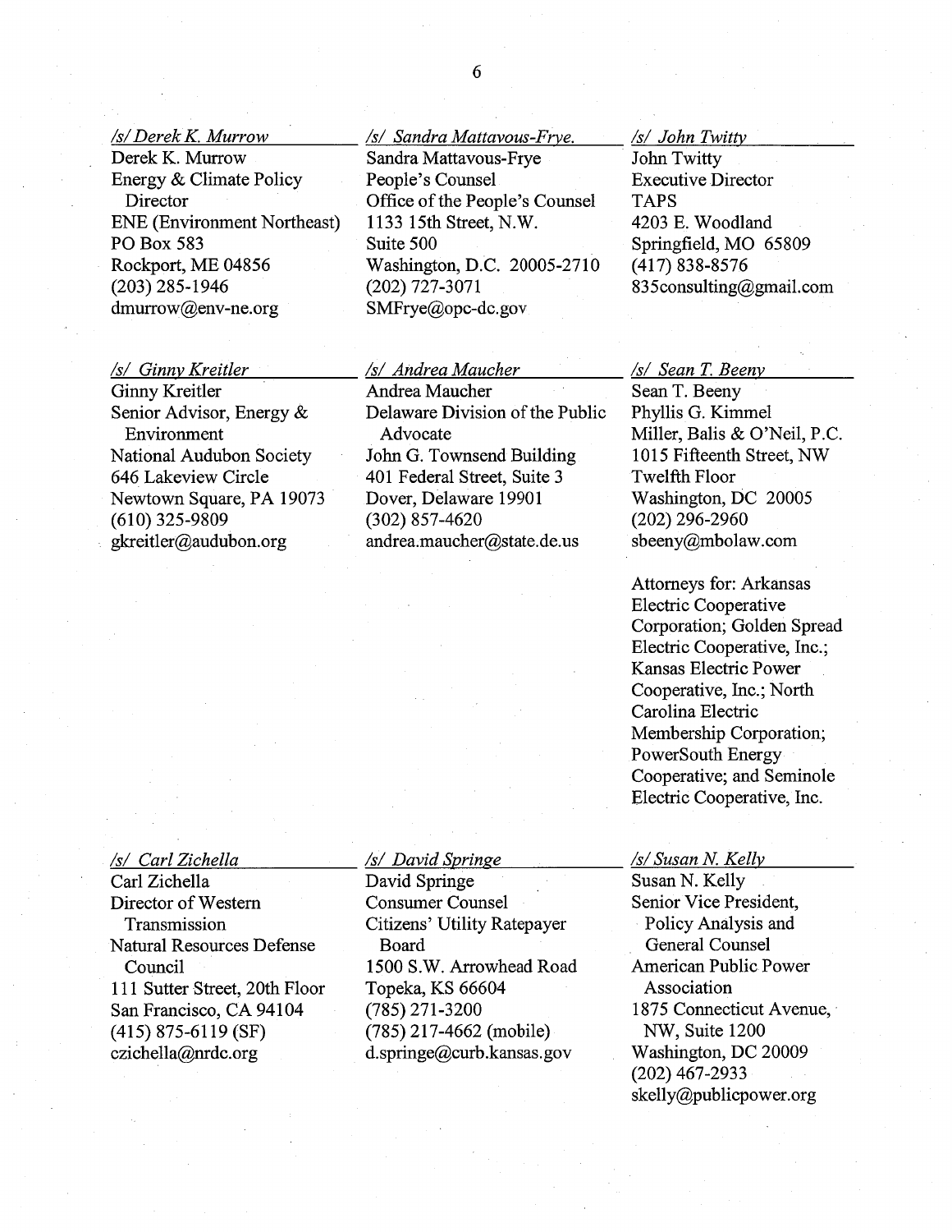*/s/ Derek K. Murrow*
Derek K. Murrow
Energy & Climate Policy Director
ENE (Environment Northeast)
PO Box 583
Rockport, ME 04856
(203) 285-1946
dmurrow@env-ne.org

*/s/ Sandra Mattavous-Frye.*
Sandra Mattavous-Frye
People's Counsel
Office of the People's Counsel
1133 15th Street, N.W.
Suite 500
Washington, D.C. 20005-2710
(202) 727-3071
SMFrye@opc-dc.gov

*/s/ John Twitty*
John Twitty
Executive Director
TAPS
4203 E. Woodland
Springfield, MO 65809
(417) 838-8576
835consulting@gmail.com

*/s/ Ginny Kreitler*
Ginny Kreitler
Senior Advisor, Energy & Environment
National Audubon Society
646 Lakeview Circle
Newtown Square, PA 19073
(610) 325-9809
gkreitler@audubon.org

*/s/ Andrea Maucher*
Andrea Maucher
Delaware Division of the Public Advocate
John G. Townsend Building
401 Federal Street, Suite 3
Dover, Delaware 19901
(302) 857-4620
andrea.maucher@state.de.us

*/s/ Sean T. Beeny*
Sean T. Beeny
Phyllis G. Kimmel
Miller, Balis & O'Neil, P.C.
1015 Fifteenth Street, NW
Twelfth Floor
Washington, DC 20005
(202) 296-2960
sbeeny@mbolaw.com

Attorneys for: Arkansas Electric Cooperative Corporation; Golden Spread Electric Cooperative, Inc.; Kansas Electric Power Cooperative, Inc.; North Carolina Electric Membership Corporation; PowerSouth Energy Cooperative; and Seminole Electric Cooperative, Inc.

*/s/ Carl Zichella*
Carl Zichella
Director of Western Transmission
Natural Resources Defense Council
111 Sutter Street, 20th Floor
San Francisco, CA 94104
(415) 875-6119 (SF)
czichella@nrdc.org

*/s/ David Springe*
David Springe
Consumer Counsel
Citizens' Utility Ratepayer Board
1500 S.W. Arrowhead Road
Topeka, KS 66604
(785) 271-3200
(785) 217-4662 (mobile)
d.springe@curb.kansas.gov

*/s/ Susan N. Kelly*
Susan N. Kelly
Senior Vice President, Policy Analysis and General Counsel
American Public Power Association
1875 Connecticut Avenue, NW, Suite 1200
Washington, DC 20009
(202) 467-2933
skelly@publicpower.org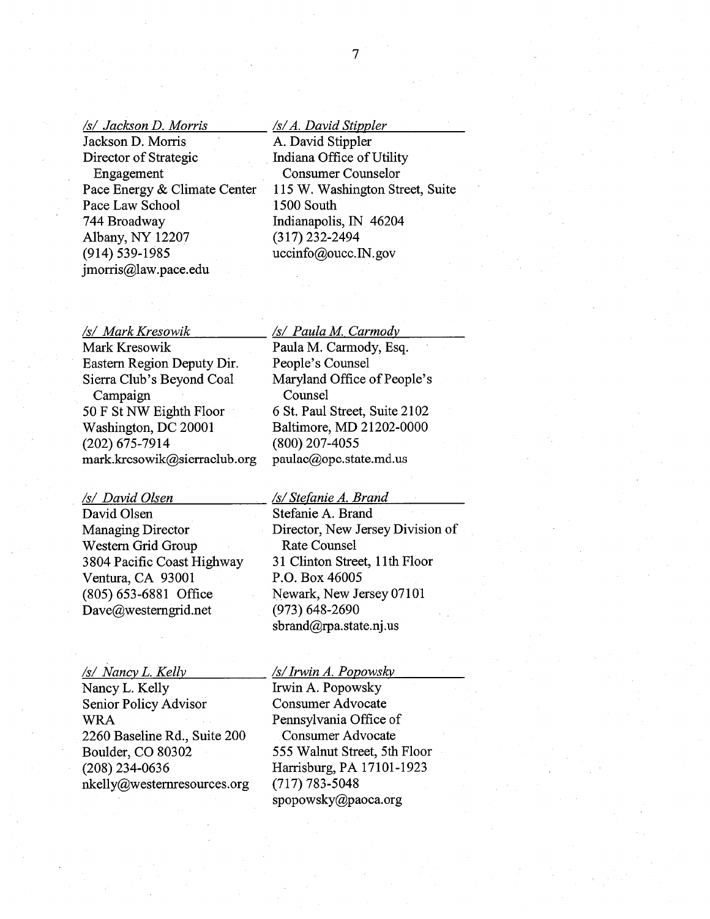*/s/ Jackson D. Morris*
Jackson D. Morris
Director of Strategic Engagement
Pace Energy & Climate Center
Pace Law School
744 Broadway
Albany, NY 12207
(914) 539-1985
jmorris@law.pace.edu

*/s/ A. David Stippler*
A. David Stippler
Indiana Office of Utility Consumer Counselor
115 W. Washington Street, Suite 1500 South
Indianapolis, IN 46204
(317) 232-2494
uccinfo@oucc.IN.gov

*/s/ Mark Kresowik*
Mark Kresowik
Eastern Region Deputy Dir.
Sierra Club's Beyond Coal Campaign
50 F St NW Eighth Floor
Washington, DC 20001
(202) 675-7914
mark.kresowik@sierraclub.org

*/s/ Paula M. Carmody*
Paula M. Carmody, Esq.
People's Counsel
Maryland Office of People's Counsel
6 St. Paul Street, Suite 2102
Baltimore, MD 21202-0000
(800) 207-4055
paulac@opc.state.md.us

*/s/ David Olsen*
David Olsen
Managing Director
Western Grid Group
3804 Pacific Coast Highway
Ventura, CA 93001
(805) 653-6881 Office
Dave@westerngrid.net

*/s/ Stefanie A. Brand*
Stefanie A. Brand
Director, New Jersey Division of Rate Counsel
31 Clinton Street, 11th Floor
P.O. Box 46005
Newark, New Jersey 07101
(973) 648-2690
sbrand@rpa.state.nj.us

*/s/ Nancy L. Kelly*
Nancy L. Kelly
Senior Policy Advisor
WRA
2260 Baseline Rd., Suite 200
Boulder, CO 80302
(208) 234-0636
nkelly@westernresources.org

*/s/ Irwin A. Popowsky*
Irwin A. Popowsky
Consumer Advocate
Pennsylvania Office of Consumer Advocate
555 Walnut Street, 5th Floor
Harrisburg, PA 17101-1923
(717) 783-5048
spopowsky@paoca.org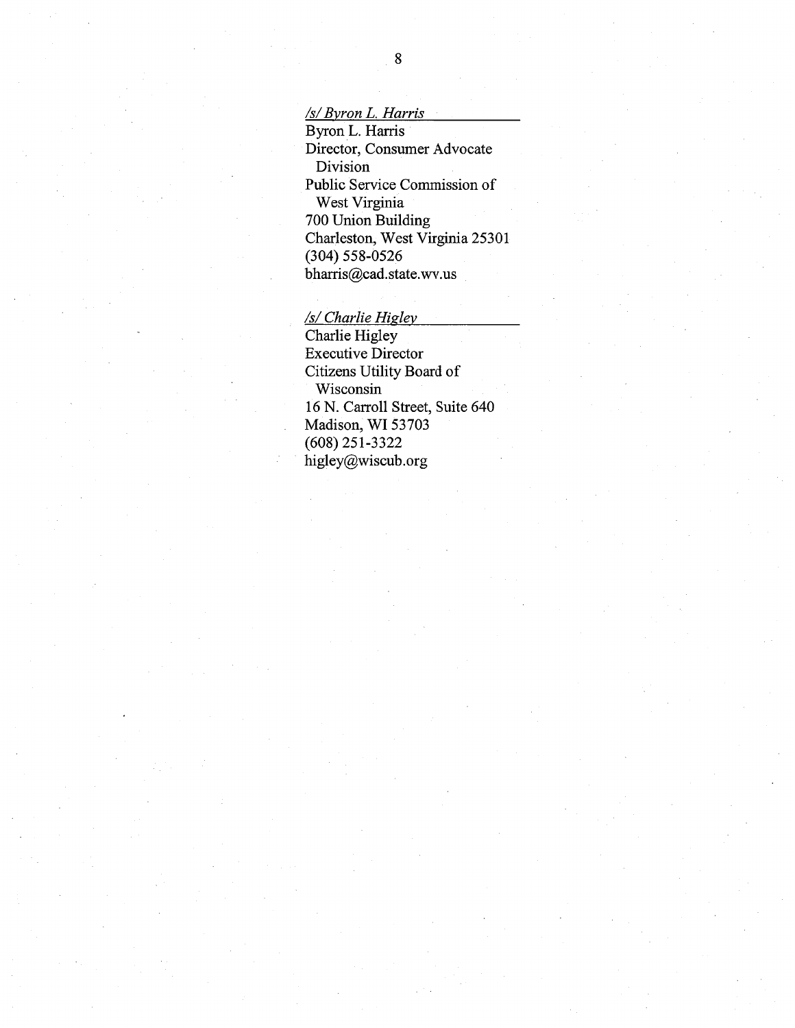*/s/ Byron L. Harris*

Byron L. Harris
Director, Consumer Advocate Division
Public Service Commission of West Virginia
700 Union Building
Charleston, West Virginia 25301
(304) 558-0526
bharris@cad.state.wv.us

*/s/ Charlie Higley*

Charlie Higley
Executive Director
Citizens Utility Board of Wisconsin
16 N. Carroll Street, Suite 640
Madison, WI 53703
(608) 251-3322
higley@wiscub.org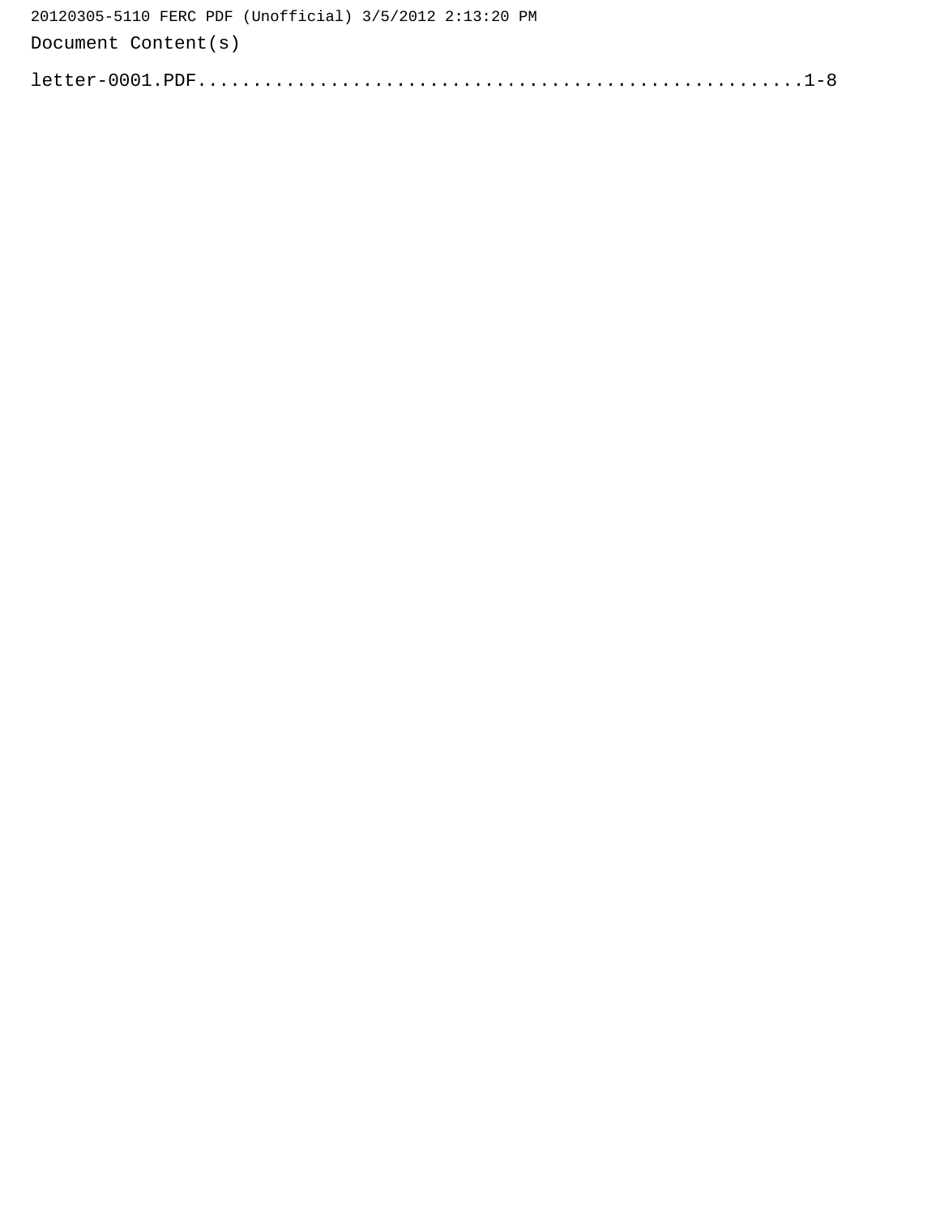20120305-5110 FERC PDF (Unofficial) 3/5/2012 2:13:20 PM

Document Content(s)

letter-0001.PDF.......................................................1-8